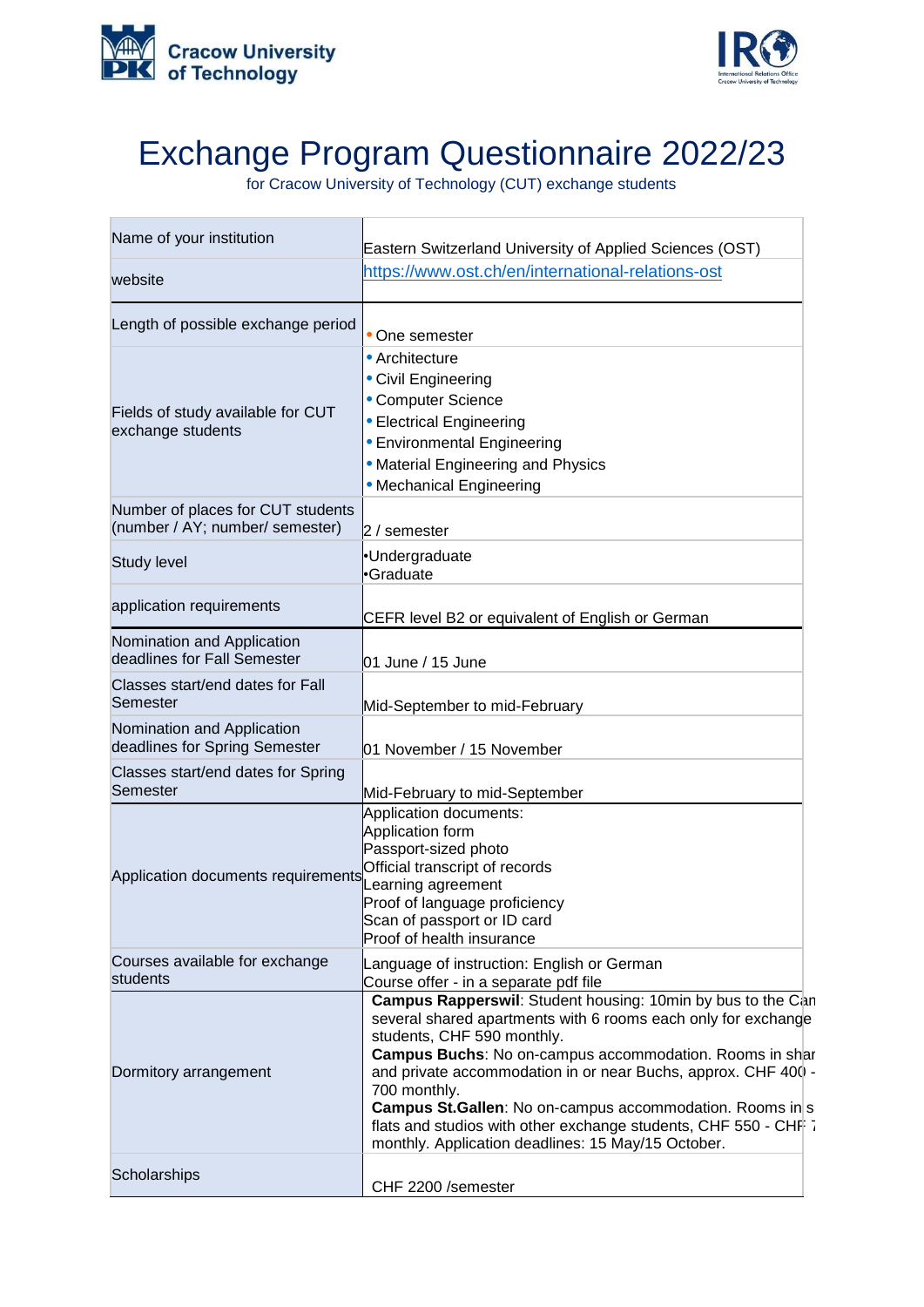Cracow University of Technology

# Exchange Program Questionnaire 2022/23

for Cracow University of Technology (CUT) exchange students

| | |
|---|---|
| Name of your institution | Eastern Switzerland University of Applied Sciences (OST) |
| website | https://www.ost.ch/en/international-relations-ost |
| Length of possible exchange period | • One semester |
| Fields of study available for CUT exchange students | • Architecture<br>• Civil Engineering<br>• Computer Science<br>• Electrical Engineering<br>• Environmental Engineering<br>• Material Engineering and Physics<br>• Mechanical Engineering |
| Number of places for CUT students (number / AY; number/ semester) | 2 / semester |
| Study level | •Undergraduate<br>•Graduate |
| application requirements | CEFR level B2 or equivalent of English or German |
| Nomination and Application deadlines for Fall Semester | 01 June / 15 June |
| Classes start/end dates for Fall Semester | Mid-September to mid-February |
| Nomination and Application deadlines for Spring Semester | 01 November / 15 November |
| Classes start/end dates for Spring Semester | Mid-February to mid-September |
| Application documents requirements | Application documents:<br>Application form<br>Passport-sized photo<br>Official transcript of records<br>Learning agreement<br>Proof of language proficiency<br>Scan of passport or ID card<br>Proof of health insurance |
| Courses available for exchange students | Language of instruction: English or German<br>Course offer - in a separate pdf file |
| Dormitory arrangement | **Campus Rapperswil**: Student housing: 10min by bus to the Can several shared apartments with 6 rooms each only for exchange students, CHF 590 monthly.<br>**Campus Buchs**: No on-campus accommodation. Rooms in shar and private accommodation in or near Buchs, approx. CHF 400 - 700 monthly.<br>**Campus St.Gallen**: No on-campus accommodation. Rooms in s flats and studios with other exchange students, CHF 550 - CHF 7 monthly. Application deadlines: 15 May/15 October. |
| Scholarships | CHF 2200 /semester |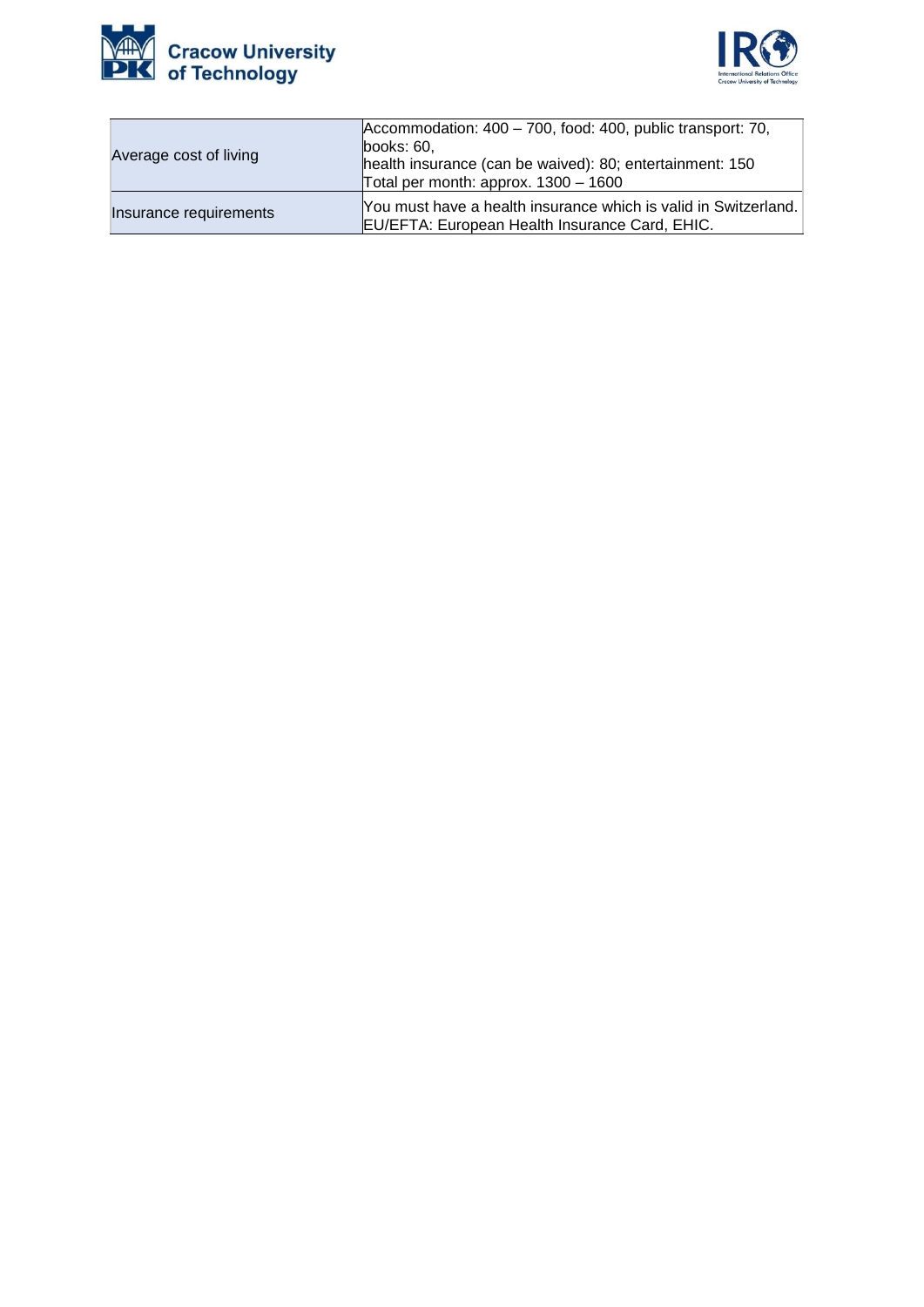| | |
|---|---|
| Average cost of living | Accommodation: 400 – 700, food: 400, public transport: 70, books: 60, health insurance (can be waived): 80; entertainment: 150 Total per month: approx. 1300 – 1600 |
| Insurance requirements | You must have a health insurance which is valid in Switzerland. EU/EFTA: European Health Insurance Card, EHIC. |